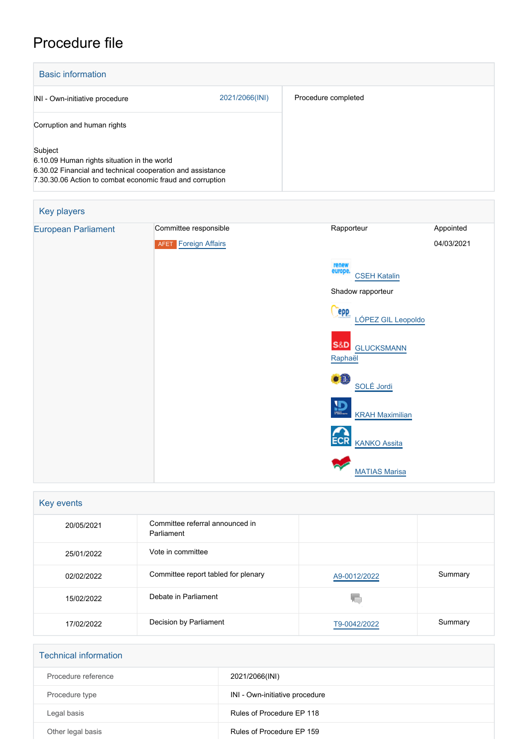# Procedure file

## Basic information

| | |
|---|---|
| INI - Own-initiative procedure 2021/2066(INI) | Procedure completed |
| Corruption and human rights | |
| Subject<br>6.10.09 Human rights situation in the world<br>6.30.02 Financial and technical cooperation and assistance<br>7.30.30.06 Action to combat economic fraud and corruption | |

## Key players

| | | | |
|---|---|---|---|
| European Parliament | Committee responsible | Rapporteur | Appointed |
| | AFET Foreign Affairs | | 04/03/2021 |
| | | CSEH Katalin | |
| | | Shadow rapporteur | |
| | | LÓPEZ GIL Leopoldo | |
| | | GLUCKSMANN Raphaël | |
| | | SOLÉ Jordi | |
| | | KRAH Maximilian | |
| | | KANKO Assita | |
| | | MATIAS Marisa | |

## Key events

| | | | |
|---|---|---|---|
| 20/05/2021 | Committee referral announced in Parliament | | |
| 25/01/2022 | Vote in committee | | |
| 02/02/2022 | Committee report tabled for plenary | A9-0012/2022 | Summary |
| 15/02/2022 | Debate in Parliament | | |
| 17/02/2022 | Decision by Parliament | T9-0042/2022 | Summary |

## Technical information

| | |
|---|---|
| Procedure reference | 2021/2066(INI) |
| Procedure type | INI - Own-initiative procedure |
| Legal basis | Rules of Procedure EP 118 |
| Other legal basis | Rules of Procedure EP 159 |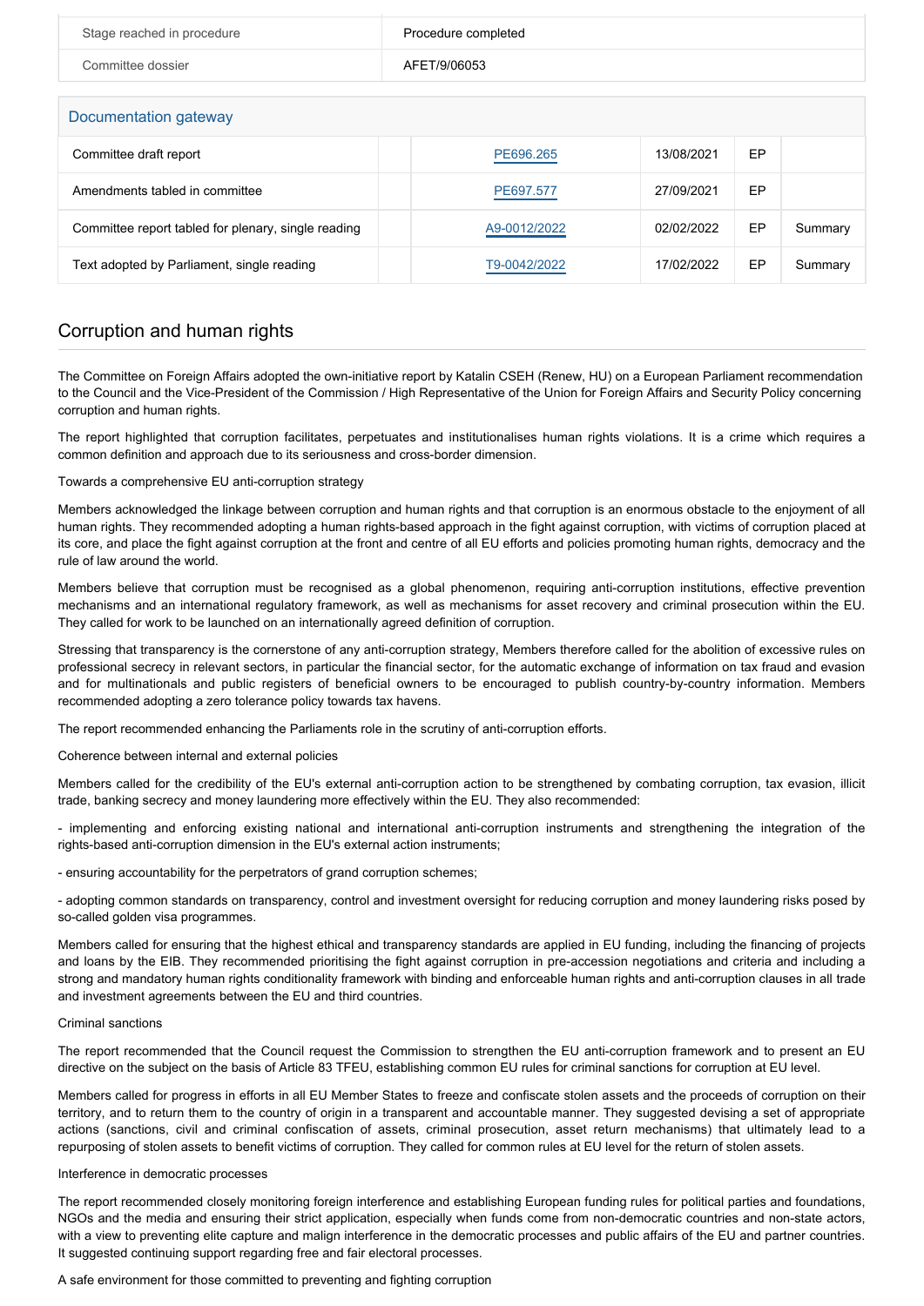| Stage reached in procedure | Procedure completed |
| --- | --- |
| Committee dossier | AFET/9/06053 |

## Documentation gateway

| | | | | | |
| --- | --- | --- | --- | --- | --- |
| Committee draft report | | PE696.265 | 13/08/2021 | EP | |
| Amendments tabled in committee | | PE697.577 | 27/09/2021 | EP | |
| Committee report tabled for plenary, single reading | | A9-0012/2022 | 02/02/2022 | EP | Summary |
| Text adopted by Parliament, single reading | | T9-0042/2022 | 17/02/2022 | EP | Summary |

## Corruption and human rights

The Committee on Foreign Affairs adopted the own-initiative report by Katalin CSEH (Renew, HU) on a European Parliament recommendation to the Council and the Vice-President of the Commission / High Representative of the Union for Foreign Affairs and Security Policy concerning corruption and human rights.

The report highlighted that corruption facilitates, perpetuates and institutionalises human rights violations. It is a crime which requires a common definition and approach due to its seriousness and cross-border dimension.

Towards a comprehensive EU anti-corruption strategy

Members acknowledged the linkage between corruption and human rights and that corruption is an enormous obstacle to the enjoyment of all human rights. They recommended adopting a human rights-based approach in the fight against corruption, with victims of corruption placed at its core, and place the fight against corruption at the front and centre of all EU efforts and policies promoting human rights, democracy and the rule of law around the world.

Members believe that corruption must be recognised as a global phenomenon, requiring anti-corruption institutions, effective prevention mechanisms and an international regulatory framework, as well as mechanisms for asset recovery and criminal prosecution within the EU. They called for work to be launched on an internationally agreed definition of corruption.

Stressing that transparency is the cornerstone of any anti-corruption strategy, Members therefore called for the abolition of excessive rules on professional secrecy in relevant sectors, in particular the financial sector, for the automatic exchange of information on tax fraud and evasion and for multinationals and public registers of beneficial owners to be encouraged to publish country-by-country information. Members recommended adopting a zero tolerance policy towards tax havens.

The report recommended enhancing the Parliaments role in the scrutiny of anti-corruption efforts.

Coherence between internal and external policies

Members called for the credibility of the EU's external anti-corruption action to be strengthened by combating corruption, tax evasion, illicit trade, banking secrecy and money laundering more effectively within the EU. They also recommended:

- implementing and enforcing existing national and international anti-corruption instruments and strengthening the integration of the rights-based anti-corruption dimension in the EU's external action instruments;

- ensuring accountability for the perpetrators of grand corruption schemes;

- adopting common standards on transparency, control and investment oversight for reducing corruption and money laundering risks posed by so-called golden visa programmes.

Members called for ensuring that the highest ethical and transparency standards are applied in EU funding, including the financing of projects and loans by the EIB. They recommended prioritising the fight against corruption in pre-accession negotiations and criteria and including a strong and mandatory human rights conditionality framework with binding and enforceable human rights and anti-corruption clauses in all trade and investment agreements between the EU and third countries.

Criminal sanctions

The report recommended that the Council request the Commission to strengthen the EU anti-corruption framework and to present an EU directive on the subject on the basis of Article 83 TFEU, establishing common EU rules for criminal sanctions for corruption at EU level.

Members called for progress in efforts in all EU Member States to freeze and confiscate stolen assets and the proceeds of corruption on their territory, and to return them to the country of origin in a transparent and accountable manner. They suggested devising a set of appropriate actions (sanctions, civil and criminal confiscation of assets, criminal prosecution, asset return mechanisms) that ultimately lead to a repurposing of stolen assets to benefit victims of corruption. They called for common rules at EU level for the return of stolen assets.

Interference in democratic processes

The report recommended closely monitoring foreign interference and establishing European funding rules for political parties and foundations, NGOs and the media and ensuring their strict application, especially when funds come from non-democratic countries and non-state actors, with a view to preventing elite capture and malign interference in the democratic processes and public affairs of the EU and partner countries. It suggested continuing support regarding free and fair electoral processes.

A safe environment for those committed to preventing and fighting corruption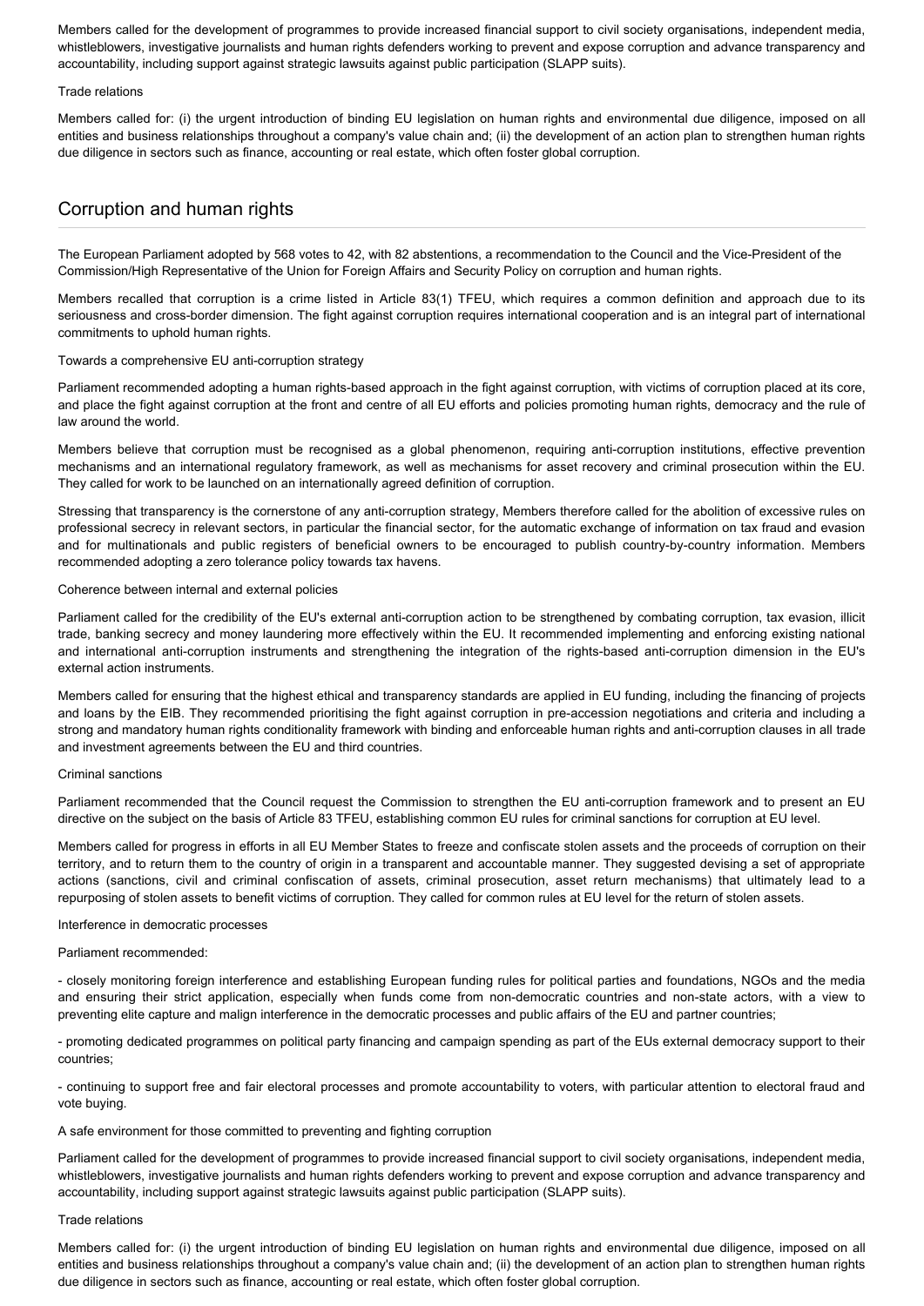Members called for the development of programmes to provide increased financial support to civil society organisations, independent media, whistleblowers, investigative journalists and human rights defenders working to prevent and expose corruption and advance transparency and accountability, including support against strategic lawsuits against public participation (SLAPP suits).

Trade relations

Members called for: (i) the urgent introduction of binding EU legislation on human rights and environmental due diligence, imposed on all entities and business relationships throughout a company's value chain and; (ii) the development of an action plan to strengthen human rights due diligence in sectors such as finance, accounting or real estate, which often foster global corruption.

## Corruption and human rights

The European Parliament adopted by 568 votes to 42, with 82 abstentions, a recommendation to the Council and the Vice-President of the Commission/High Representative of the Union for Foreign Affairs and Security Policy on corruption and human rights.

Members recalled that corruption is a crime listed in Article 83(1) TFEU, which requires a common definition and approach due to its seriousness and cross-border dimension. The fight against corruption requires international cooperation and is an integral part of international commitments to uphold human rights.

Towards a comprehensive EU anti-corruption strategy

Parliament recommended adopting a human rights-based approach in the fight against corruption, with victims of corruption placed at its core, and place the fight against corruption at the front and centre of all EU efforts and policies promoting human rights, democracy and the rule of law around the world.

Members believe that corruption must be recognised as a global phenomenon, requiring anti-corruption institutions, effective prevention mechanisms and an international regulatory framework, as well as mechanisms for asset recovery and criminal prosecution within the EU. They called for work to be launched on an internationally agreed definition of corruption.

Stressing that transparency is the cornerstone of any anti-corruption strategy, Members therefore called for the abolition of excessive rules on professional secrecy in relevant sectors, in particular the financial sector, for the automatic exchange of information on tax fraud and evasion and for multinationals and public registers of beneficial owners to be encouraged to publish country-by-country information. Members recommended adopting a zero tolerance policy towards tax havens.

Coherence between internal and external policies

Parliament called for the credibility of the EU's external anti-corruption action to be strengthened by combating corruption, tax evasion, illicit trade, banking secrecy and money laundering more effectively within the EU. It recommended implementing and enforcing existing national and international anti-corruption instruments and strengthening the integration of the rights-based anti-corruption dimension in the EU's external action instruments.

Members called for ensuring that the highest ethical and transparency standards are applied in EU funding, including the financing of projects and loans by the EIB. They recommended prioritising the fight against corruption in pre-accession negotiations and criteria and including a strong and mandatory human rights conditionality framework with binding and enforceable human rights and anti-corruption clauses in all trade and investment agreements between the EU and third countries.

Criminal sanctions

Parliament recommended that the Council request the Commission to strengthen the EU anti-corruption framework and to present an EU directive on the subject on the basis of Article 83 TFEU, establishing common EU rules for criminal sanctions for corruption at EU level.

Members called for progress in efforts in all EU Member States to freeze and confiscate stolen assets and the proceeds of corruption on their territory, and to return them to the country of origin in a transparent and accountable manner. They suggested devising a set of appropriate actions (sanctions, civil and criminal confiscation of assets, criminal prosecution, asset return mechanisms) that ultimately lead to a repurposing of stolen assets to benefit victims of corruption. They called for common rules at EU level for the return of stolen assets.

Interference in democratic processes

Parliament recommended:

- closely monitoring foreign interference and establishing European funding rules for political parties and foundations, NGOs and the media and ensuring their strict application, especially when funds come from non-democratic countries and non-state actors, with a view to preventing elite capture and malign interference in the democratic processes and public affairs of the EU and partner countries;

- promoting dedicated programmes on political party financing and campaign spending as part of the EUs external democracy support to their countries;

- continuing to support free and fair electoral processes and promote accountability to voters, with particular attention to electoral fraud and vote buying.

A safe environment for those committed to preventing and fighting corruption

Parliament called for the development of programmes to provide increased financial support to civil society organisations, independent media, whistleblowers, investigative journalists and human rights defenders working to prevent and expose corruption and advance transparency and accountability, including support against strategic lawsuits against public participation (SLAPP suits).

Trade relations

Members called for: (i) the urgent introduction of binding EU legislation on human rights and environmental due diligence, imposed on all entities and business relationships throughout a company's value chain and; (ii) the development of an action plan to strengthen human rights due diligence in sectors such as finance, accounting or real estate, which often foster global corruption.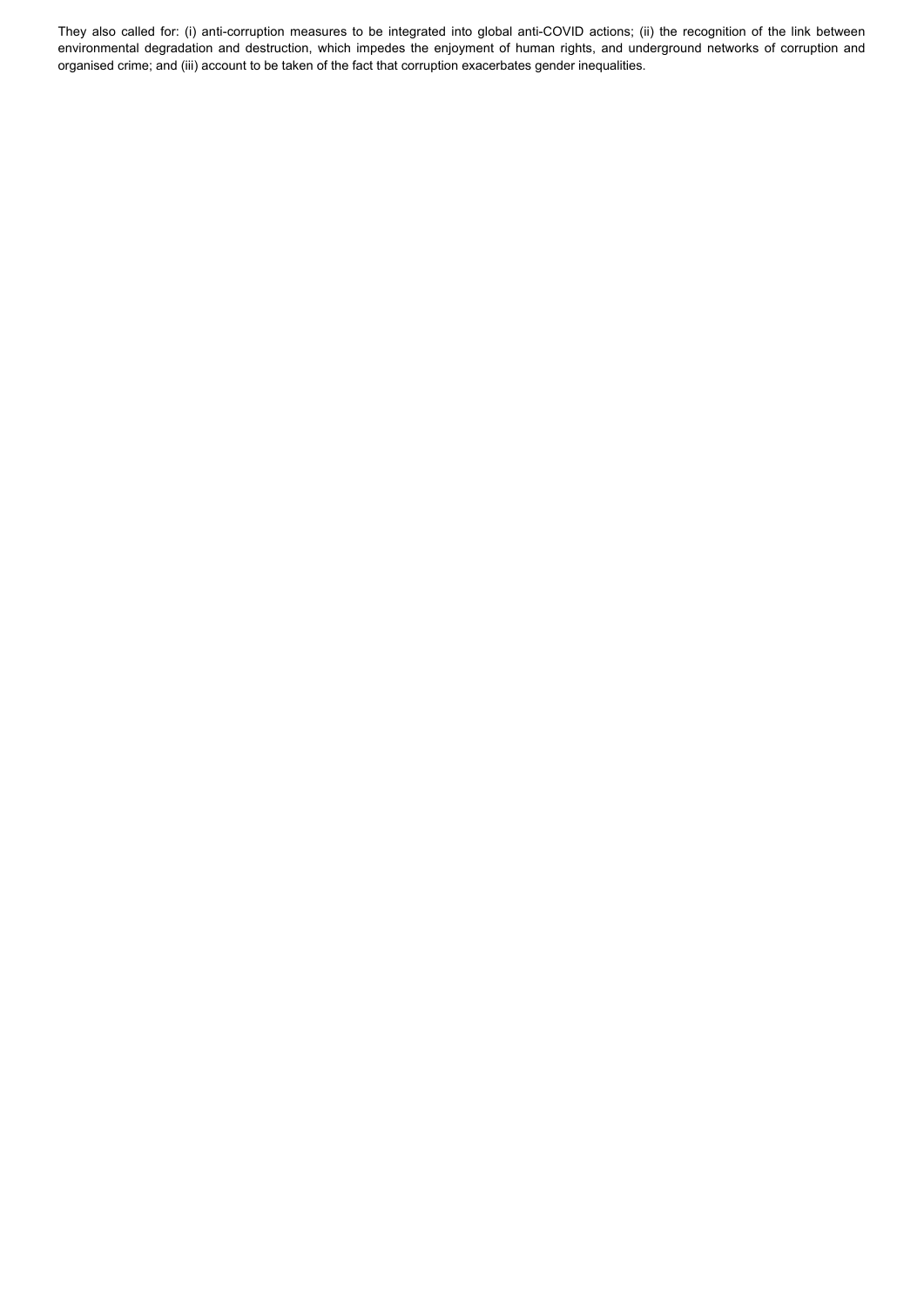They also called for: (i) anti-corruption measures to be integrated into global anti-COVID actions; (ii) the recognition of the link between environmental degradation and destruction, which impedes the enjoyment of human rights, and underground networks of corruption and organised crime; and (iii) account to be taken of the fact that corruption exacerbates gender inequalities.